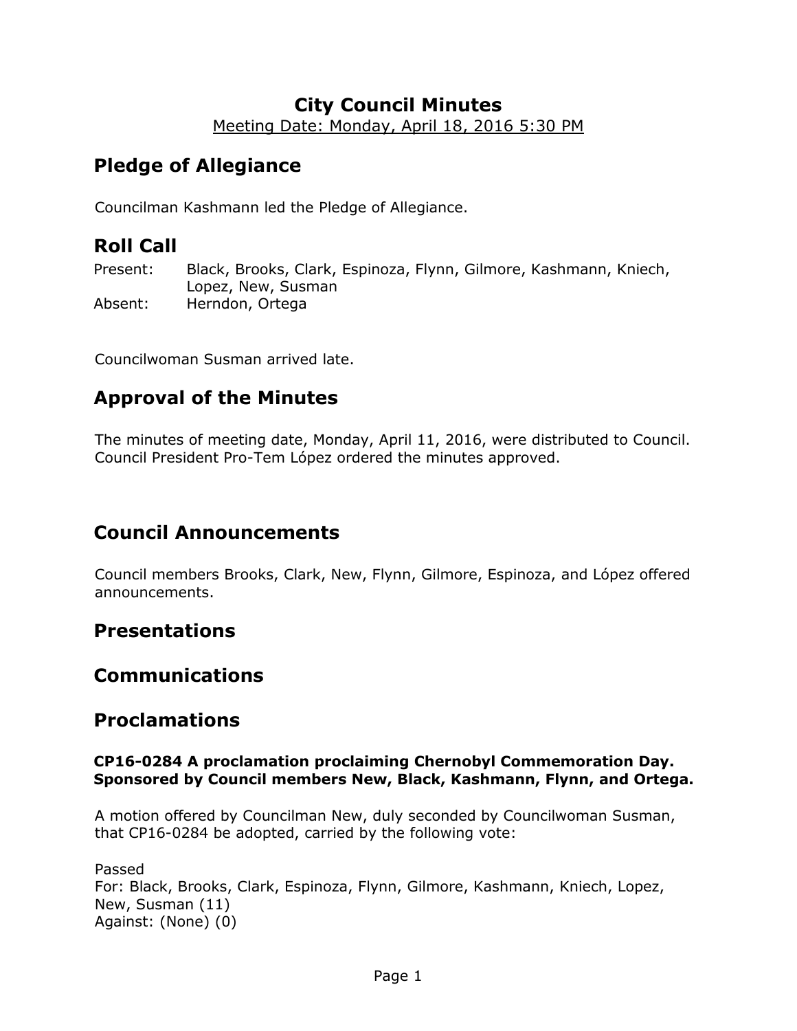# City Council Minutes

Meeting Date: Monday, April 18, 2016 5:30 PM

## Pledge of Allegiance

Councilman Kashmann led the Pledge of Allegiance.

## Roll Call

Present: Black, Brooks, Clark, Espinoza, Flynn, Gilmore, Kashmann, Kniech, Lopez, New, Susman

Absent: Herndon, Ortega

Councilwoman Susman arrived late.

## Approval of the Minutes

The minutes of meeting date, Monday, April 11, 2016, were distributed to Council. Council President Pro-Tem López ordered the minutes approved.

## Council Announcements

Council members Brooks, Clark, New, Flynn, Gilmore, Espinoza, and López offered announcements.

## Presentations

## Communications

## Proclamations

**CP16-0284 A proclamation proclaiming Chernobyl Commemoration Day. Sponsored by Council members New, Black, Kashmann, Flynn, and Ortega.**

A motion offered by Councilman New, duly seconded by Councilwoman Susman, that CP16-0284 be adopted, carried by the following vote:

Passed
For: Black, Brooks, Clark, Espinoza, Flynn, Gilmore, Kashmann, Kniech, Lopez, New, Susman (11)
Against: (None) (0)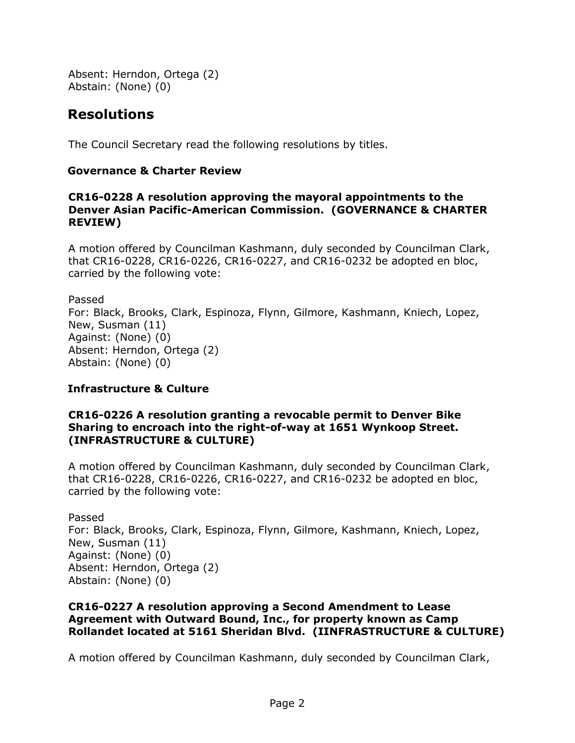Absent: Herndon, Ortega (2)
Abstain: (None) (0)

## Resolutions

The Council Secretary read the following resolutions by titles.

### Governance & Charter Review

**CR16-0228 A resolution approving the mayoral appointments to the Denver Asian Pacific-American Commission. (GOVERNANCE & CHARTER REVIEW)**

A motion offered by Councilman Kashmann, duly seconded by Councilman Clark, that CR16-0228, CR16-0226, CR16-0227, and CR16-0232 be adopted en bloc, carried by the following vote:

Passed
For: Black, Brooks, Clark, Espinoza, Flynn, Gilmore, Kashmann, Kniech, Lopez, New, Susman (11)
Against: (None) (0)
Absent: Herndon, Ortega (2)
Abstain: (None) (0)

### Infrastructure & Culture

**CR16-0226 A resolution granting a revocable permit to Denver Bike Sharing to encroach into the right-of-way at 1651 Wynkoop Street. (INFRASTRUCTURE & CULTURE)**

A motion offered by Councilman Kashmann, duly seconded by Councilman Clark, that CR16-0228, CR16-0226, CR16-0227, and CR16-0232 be adopted en bloc, carried by the following vote:

Passed
For: Black, Brooks, Clark, Espinoza, Flynn, Gilmore, Kashmann, Kniech, Lopez, New, Susman (11)
Against: (None) (0)
Absent: Herndon, Ortega (2)
Abstain: (None) (0)

**CR16-0227 A resolution approving a Second Amendment to Lease Agreement with Outward Bound, Inc., for property known as Camp Rollandet located at 5161 Sheridan Blvd. (IINFRASTRUCTURE & CULTURE)**

A motion offered by Councilman Kashmann, duly seconded by Councilman Clark,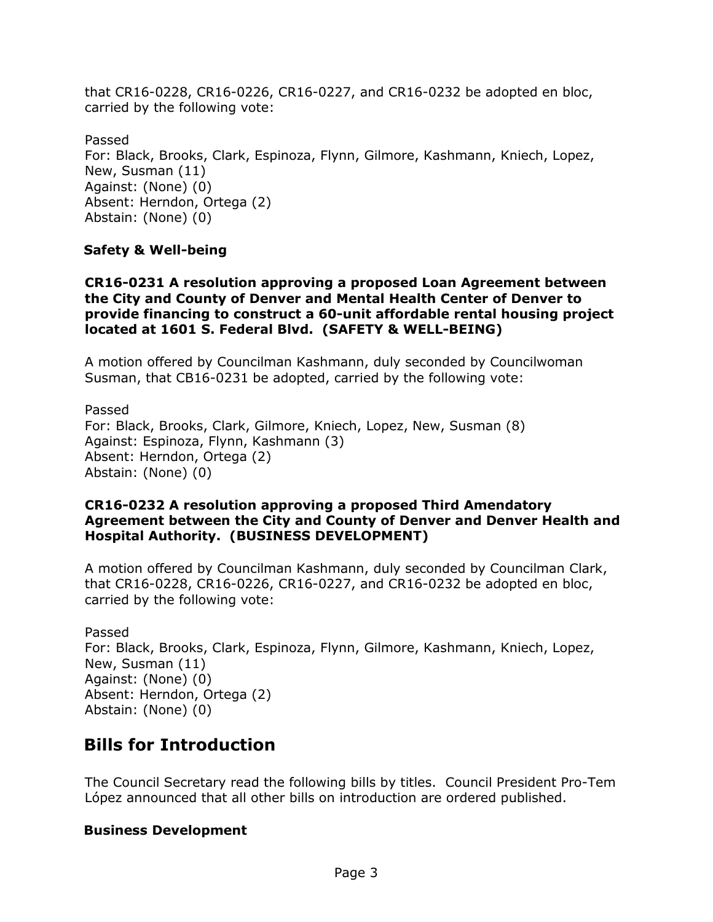that CR16-0228, CR16-0226, CR16-0227, and CR16-0232 be adopted en bloc, carried by the following vote:

Passed
For: Black, Brooks, Clark, Espinoza, Flynn, Gilmore, Kashmann, Kniech, Lopez, New, Susman (11)
Against: (None) (0)
Absent: Herndon, Ortega (2)
Abstain: (None) (0)

### Safety & Well-being

**CR16-0231 A resolution approving a proposed Loan Agreement between the City and County of Denver and Mental Health Center of Denver to provide financing to construct a 60-unit affordable rental housing project located at 1601 S. Federal Blvd. (SAFETY & WELL-BEING)**

A motion offered by Councilman Kashmann, duly seconded by Councilwoman Susman, that CB16-0231 be adopted, carried by the following vote:

Passed
For: Black, Brooks, Clark, Gilmore, Kniech, Lopez, New, Susman (8)
Against: Espinoza, Flynn, Kashmann (3)
Absent: Herndon, Ortega (2)
Abstain: (None) (0)

**CR16-0232 A resolution approving a proposed Third Amendatory Agreement between the City and County of Denver and Denver Health and Hospital Authority. (BUSINESS DEVELOPMENT)**

A motion offered by Councilman Kashmann, duly seconded by Councilman Clark, that CR16-0228, CR16-0226, CR16-0227, and CR16-0232 be adopted en bloc, carried by the following vote:

Passed
For: Black, Brooks, Clark, Espinoza, Flynn, Gilmore, Kashmann, Kniech, Lopez, New, Susman (11)
Against: (None) (0)
Absent: Herndon, Ortega (2)
Abstain: (None) (0)

## Bills for Introduction

The Council Secretary read the following bills by titles. Council President Pro-Tem López announced that all other bills on introduction are ordered published.

### Business Development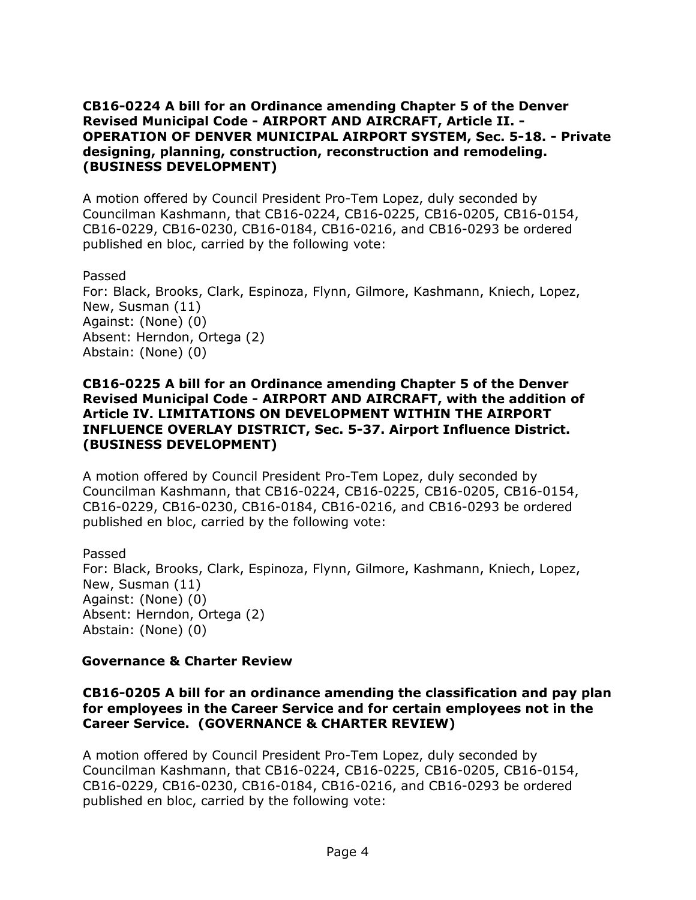**CB16-0224 A bill for an Ordinance amending Chapter 5 of the Denver Revised Municipal Code - AIRPORT AND AIRCRAFT, Article II. - OPERATION OF DENVER MUNICIPAL AIRPORT SYSTEM, Sec. 5-18. - Private designing, planning, construction, reconstruction and remodeling. (BUSINESS DEVELOPMENT)**

A motion offered by Council President Pro-Tem Lopez, duly seconded by Councilman Kashmann, that CB16-0224, CB16-0225, CB16-0205, CB16-0154, CB16-0229, CB16-0230, CB16-0184, CB16-0216, and CB16-0293 be ordered published en bloc, carried by the following vote:

Passed
For: Black, Brooks, Clark, Espinoza, Flynn, Gilmore, Kashmann, Kniech, Lopez, New, Susman (11)
Against: (None) (0)
Absent: Herndon, Ortega (2)
Abstain: (None) (0)

**CB16-0225 A bill for an Ordinance amending Chapter 5 of the Denver Revised Municipal Code - AIRPORT AND AIRCRAFT, with the addition of Article IV. LIMITATIONS ON DEVELOPMENT WITHIN THE AIRPORT INFLUENCE OVERLAY DISTRICT, Sec. 5-37. Airport Influence District. (BUSINESS DEVELOPMENT)**

A motion offered by Council President Pro-Tem Lopez, duly seconded by Councilman Kashmann, that CB16-0224, CB16-0225, CB16-0205, CB16-0154, CB16-0229, CB16-0230, CB16-0184, CB16-0216, and CB16-0293 be ordered published en bloc, carried by the following vote:

Passed
For: Black, Brooks, Clark, Espinoza, Flynn, Gilmore, Kashmann, Kniech, Lopez, New, Susman (11)
Against: (None) (0)
Absent: Herndon, Ortega (2)
Abstain: (None) (0)

**Governance & Charter Review**

**CB16-0205 A bill for an ordinance amending the classification and pay plan for employees in the Career Service and for certain employees not in the Career Service. (GOVERNANCE & CHARTER REVIEW)**

A motion offered by Council President Pro-Tem Lopez, duly seconded by Councilman Kashmann, that CB16-0224, CB16-0225, CB16-0205, CB16-0154, CB16-0229, CB16-0230, CB16-0184, CB16-0216, and CB16-0293 be ordered published en bloc, carried by the following vote: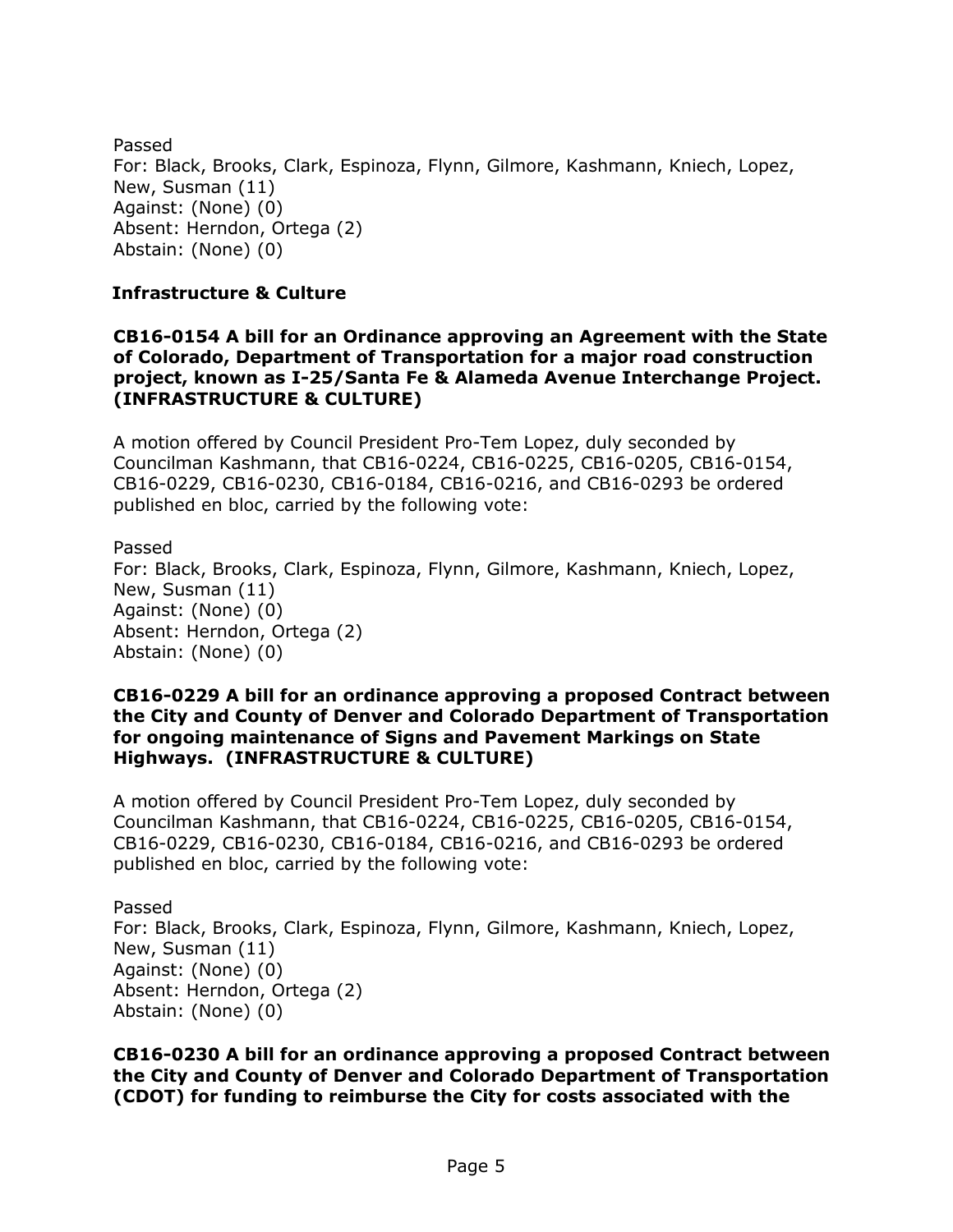Passed
For: Black, Brooks, Clark, Espinoza, Flynn, Gilmore, Kashmann, Kniech, Lopez, New, Susman (11)
Against: (None) (0)
Absent: Herndon, Ortega (2)
Abstain: (None) (0)

## Infrastructure & Culture

**CB16-0154 A bill for an Ordinance approving an Agreement with the State of Colorado, Department of Transportation for a major road construction project, known as I-25/Santa Fe & Alameda Avenue Interchange Project. (INFRASTRUCTURE & CULTURE)**

A motion offered by Council President Pro-Tem Lopez, duly seconded by Councilman Kashmann, that CB16-0224, CB16-0225, CB16-0205, CB16-0154, CB16-0229, CB16-0230, CB16-0184, CB16-0216, and CB16-0293 be ordered published en bloc, carried by the following vote:

Passed
For: Black, Brooks, Clark, Espinoza, Flynn, Gilmore, Kashmann, Kniech, Lopez, New, Susman (11)
Against: (None) (0)
Absent: Herndon, Ortega (2)
Abstain: (None) (0)

**CB16-0229 A bill for an ordinance approving a proposed Contract between the City and County of Denver and Colorado Department of Transportation for ongoing maintenance of Signs and Pavement Markings on State Highways. (INFRASTRUCTURE & CULTURE)**

A motion offered by Council President Pro-Tem Lopez, duly seconded by Councilman Kashmann, that CB16-0224, CB16-0225, CB16-0205, CB16-0154, CB16-0229, CB16-0230, CB16-0184, CB16-0216, and CB16-0293 be ordered published en bloc, carried by the following vote:

Passed
For: Black, Brooks, Clark, Espinoza, Flynn, Gilmore, Kashmann, Kniech, Lopez, New, Susman (11)
Against: (None) (0)
Absent: Herndon, Ortega (2)
Abstain: (None) (0)

**CB16-0230 A bill for an ordinance approving a proposed Contract between the City and County of Denver and Colorado Department of Transportation (CDOT) for funding to reimburse the City for costs associated with the**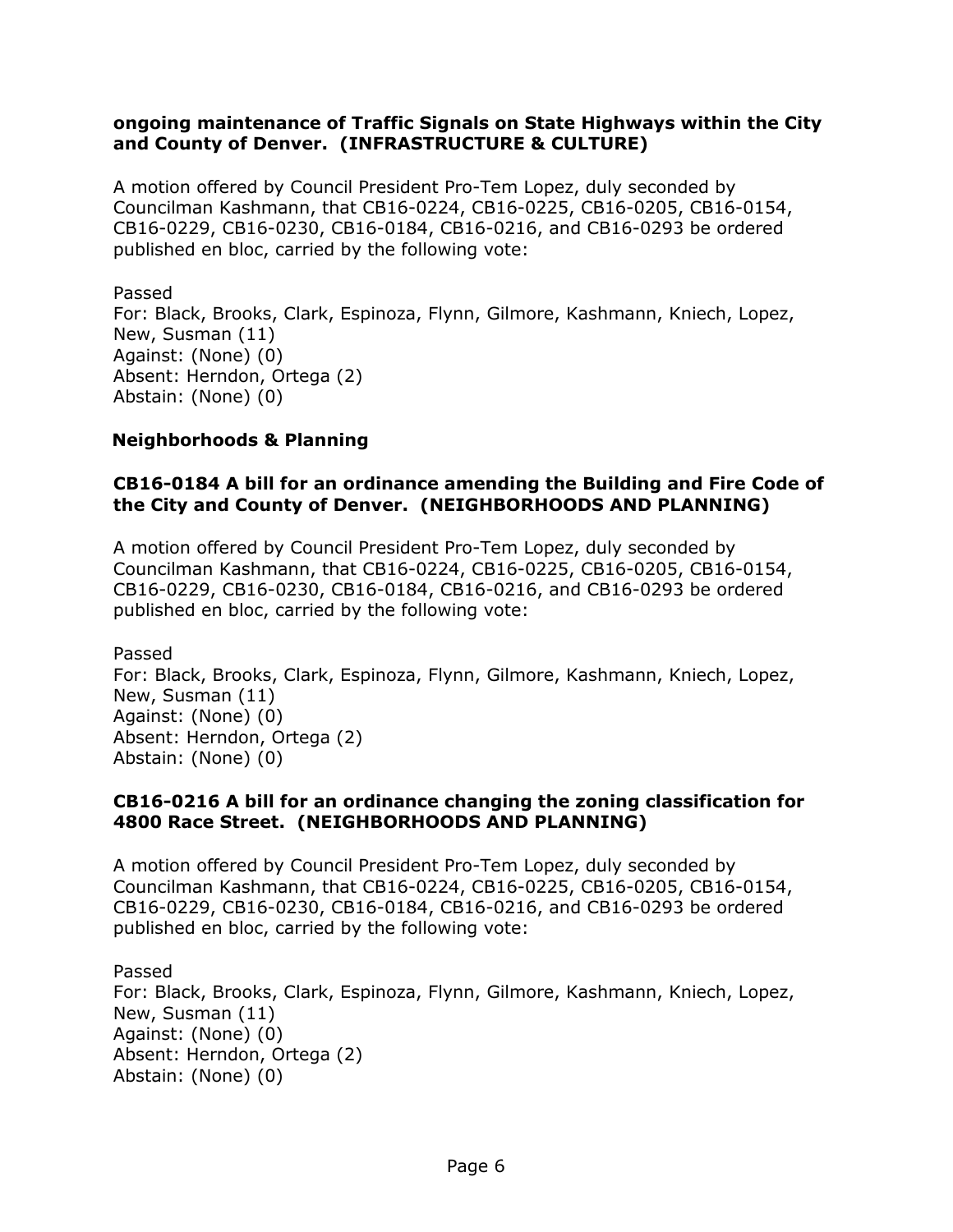**ongoing maintenance of Traffic Signals on State Highways within the City and County of Denver. (INFRASTRUCTURE & CULTURE)**

A motion offered by Council President Pro-Tem Lopez, duly seconded by Councilman Kashmann, that CB16-0224, CB16-0225, CB16-0205, CB16-0154, CB16-0229, CB16-0230, CB16-0184, CB16-0216, and CB16-0293 be ordered published en bloc, carried by the following vote:

Passed
For: Black, Brooks, Clark, Espinoza, Flynn, Gilmore, Kashmann, Kniech, Lopez, New, Susman (11)
Against: (None) (0)
Absent: Herndon, Ortega (2)
Abstain: (None) (0)

### Neighborhoods & Planning

**CB16-0184 A bill for an ordinance amending the Building and Fire Code of the City and County of Denver. (NEIGHBORHOODS AND PLANNING)**

A motion offered by Council President Pro-Tem Lopez, duly seconded by Councilman Kashmann, that CB16-0224, CB16-0225, CB16-0205, CB16-0154, CB16-0229, CB16-0230, CB16-0184, CB16-0216, and CB16-0293 be ordered published en bloc, carried by the following vote:

Passed
For: Black, Brooks, Clark, Espinoza, Flynn, Gilmore, Kashmann, Kniech, Lopez, New, Susman (11)
Against: (None) (0)
Absent: Herndon, Ortega (2)
Abstain: (None) (0)

**CB16-0216 A bill for an ordinance changing the zoning classification for 4800 Race Street. (NEIGHBORHOODS AND PLANNING)**

A motion offered by Council President Pro-Tem Lopez, duly seconded by Councilman Kashmann, that CB16-0224, CB16-0225, CB16-0205, CB16-0154, CB16-0229, CB16-0230, CB16-0184, CB16-0216, and CB16-0293 be ordered published en bloc, carried by the following vote:

Passed
For: Black, Brooks, Clark, Espinoza, Flynn, Gilmore, Kashmann, Kniech, Lopez, New, Susman (11)
Against: (None) (0)
Absent: Herndon, Ortega (2)
Abstain: (None) (0)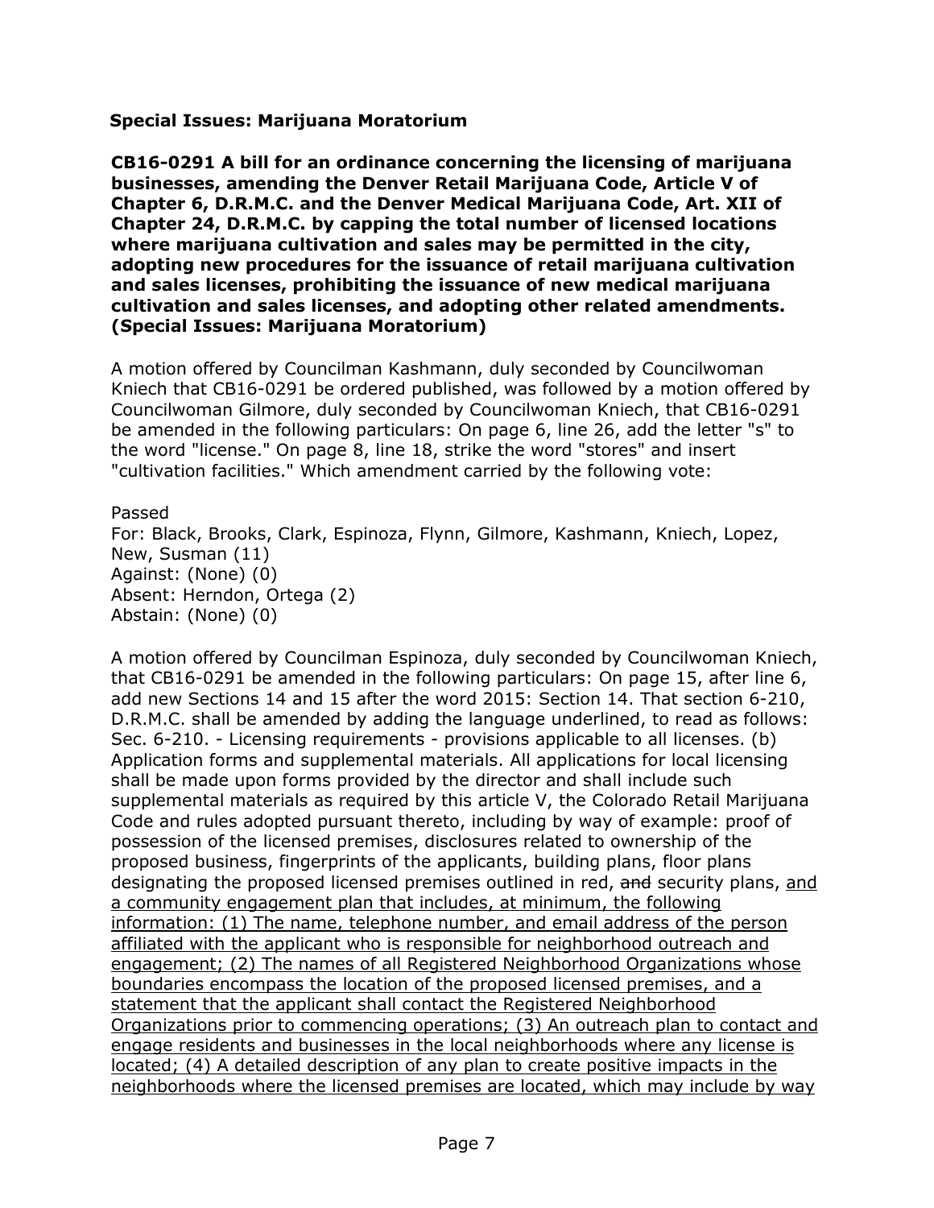**Special Issues: Marijuana Moratorium**

**CB16-0291 A bill for an ordinance concerning the licensing of marijuana businesses, amending the Denver Retail Marijuana Code, Article V of Chapter 6, D.R.M.C. and the Denver Medical Marijuana Code, Art. XII of Chapter 24, D.R.M.C. by capping the total number of licensed locations where marijuana cultivation and sales may be permitted in the city, adopting new procedures for the issuance of retail marijuana cultivation and sales licenses, prohibiting the issuance of new medical marijuana cultivation and sales licenses, and adopting other related amendments. (Special Issues: Marijuana Moratorium)**

A motion offered by Councilman Kashmann, duly seconded by Councilwoman Kniech that CB16-0291 be ordered published, was followed by a motion offered by Councilwoman Gilmore, duly seconded by Councilwoman Kniech, that CB16-0291 be amended in the following particulars: On page 6, line 26, add the letter "s" to the word "license." On page 8, line 18, strike the word "stores" and insert "cultivation facilities." Which amendment carried by the following vote:

Passed
For: Black, Brooks, Clark, Espinoza, Flynn, Gilmore, Kashmann, Kniech, Lopez, New, Susman (11)
Against: (None) (0)
Absent: Herndon, Ortega (2)
Abstain: (None) (0)

A motion offered by Councilman Espinoza, duly seconded by Councilwoman Kniech, that CB16-0291 be amended in the following particulars: On page 15, after line 6, add new Sections 14 and 15 after the word 2015: Section 14. That section 6-210, D.R.M.C. shall be amended by adding the language underlined, to read as follows: Sec. 6-210. - Licensing requirements - provisions applicable to all licenses. (b) Application forms and supplemental materials. All applications for local licensing shall be made upon forms provided by the director and shall include such supplemental materials as required by this article V, the Colorado Retail Marijuana Code and rules adopted pursuant thereto, including by way of example: proof of possession of the licensed premises, disclosures related to ownership of the proposed business, fingerprints of the applicants, building plans, floor plans designating the proposed licensed premises outlined in red, ~~and~~ security plans, <u>and a community engagement plan that includes, at minimum, the following information: (1) The name, telephone number, and email address of the person affiliated with the applicant who is responsible for neighborhood outreach and engagement; (2) The names of all Registered Neighborhood Organizations whose boundaries encompass the location of the proposed licensed premises, and a statement that the applicant shall contact the Registered Neighborhood Organizations prior to commencing operations; (3) An outreach plan to contact and engage residents and businesses in the local neighborhoods where any license is located; (4) A detailed description of any plan to create positive impacts in the neighborhoods where the licensed premises are located, which may include by way</u>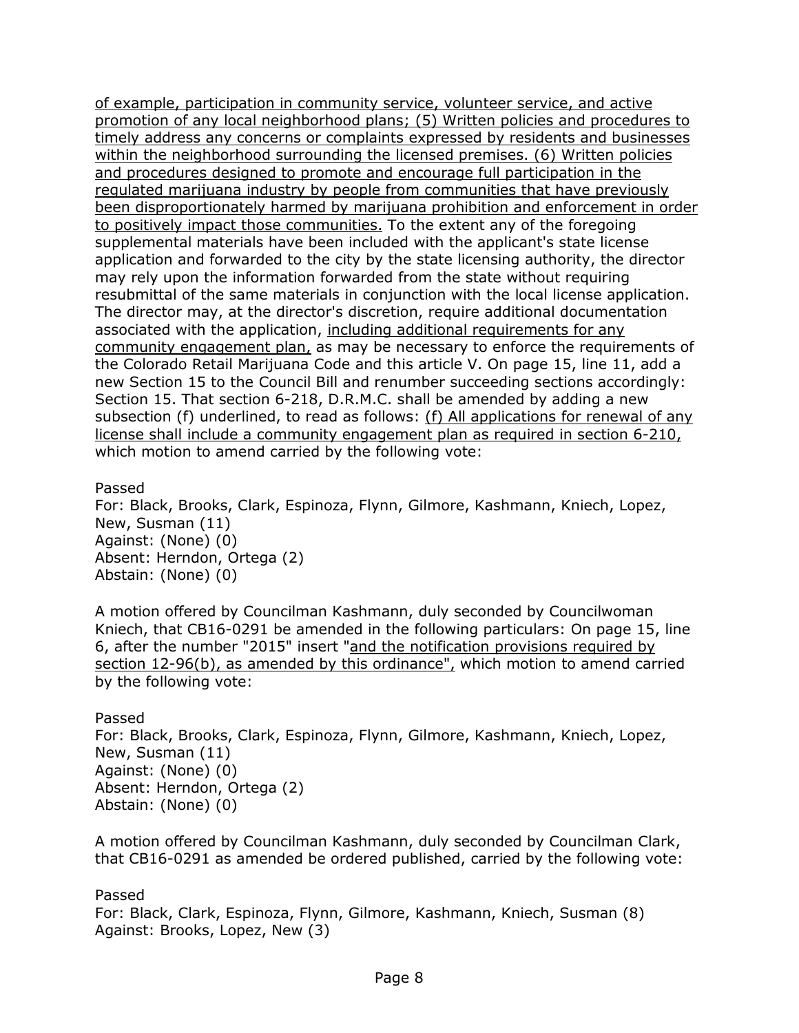of example, participation in community service, volunteer service, and active promotion of any local neighborhood plans; (5) Written policies and procedures to timely address any concerns or complaints expressed by residents and businesses within the neighborhood surrounding the licensed premises. (6) Written policies and procedures designed to promote and encourage full participation in the regulated marijuana industry by people from communities that have previously been disproportionately harmed by marijuana prohibition and enforcement in order to positively impact those communities. To the extent any of the foregoing supplemental materials have been included with the applicant's state license application and forwarded to the city by the state licensing authority, the director may rely upon the information forwarded from the state without requiring resubmittal of the same materials in conjunction with the local license application. The director may, at the director's discretion, require additional documentation associated with the application, including additional requirements for any community engagement plan, as may be necessary to enforce the requirements of the Colorado Retail Marijuana Code and this article V. On page 15, line 11, add a new Section 15 to the Council Bill and renumber succeeding sections accordingly: Section 15. That section 6-218, D.R.M.C. shall be amended by adding a new subsection (f) underlined, to read as follows: (f) All applications for renewal of any license shall include a community engagement plan as required in section 6-210, which motion to amend carried by the following vote:

Passed
For: Black, Brooks, Clark, Espinoza, Flynn, Gilmore, Kashmann, Kniech, Lopez, New, Susman (11)
Against: (None) (0)
Absent: Herndon, Ortega (2)
Abstain: (None) (0)

A motion offered by Councilman Kashmann, duly seconded by Councilwoman Kniech, that CB16-0291 be amended in the following particulars: On page 15, line 6, after the number "2015" insert "and the notification provisions required by section 12-96(b), as amended by this ordinance", which motion to amend carried by the following vote:

Passed
For: Black, Brooks, Clark, Espinoza, Flynn, Gilmore, Kashmann, Kniech, Lopez, New, Susman (11)
Against: (None) (0)
Absent: Herndon, Ortega (2)
Abstain: (None) (0)

A motion offered by Councilman Kashmann, duly seconded by Councilman Clark, that CB16-0291 as amended be ordered published, carried by the following vote:

Passed
For: Black, Clark, Espinoza, Flynn, Gilmore, Kashmann, Kniech, Susman (8)
Against: Brooks, Lopez, New (3)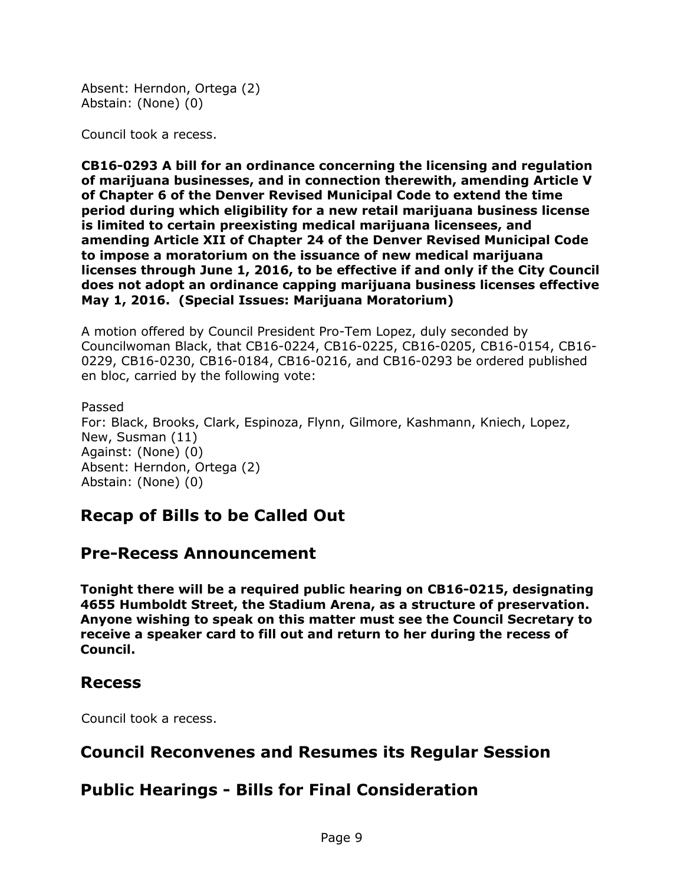Absent: Herndon, Ortega (2)
Abstain: (None) (0)

Council took a recess.

**CB16-0293 A bill for an ordinance concerning the licensing and regulation of marijuana businesses, and in connection therewith, amending Article V of Chapter 6 of the Denver Revised Municipal Code to extend the time period during which eligibility for a new retail marijuana business license is limited to certain preexisting medical marijuana licensees, and amending Article XII of Chapter 24 of the Denver Revised Municipal Code to impose a moratorium on the issuance of new medical marijuana licenses through June 1, 2016, to be effective if and only if the City Council does not adopt an ordinance capping marijuana business licenses effective May 1, 2016. (Special Issues: Marijuana Moratorium)**

A motion offered by Council President Pro-Tem Lopez, duly seconded by Councilwoman Black, that CB16-0224, CB16-0225, CB16-0205, CB16-0154, CB16-0229, CB16-0230, CB16-0184, CB16-0216, and CB16-0293 be ordered published en bloc, carried by the following vote:

Passed
For: Black, Brooks, Clark, Espinoza, Flynn, Gilmore, Kashmann, Kniech, Lopez, New, Susman (11)
Against: (None) (0)
Absent: Herndon, Ortega (2)
Abstain: (None) (0)

## Recap of Bills to be Called Out

## Pre-Recess Announcement

**Tonight there will be a required public hearing on CB16-0215, designating 4655 Humboldt Street, the Stadium Arena, as a structure of preservation. Anyone wishing to speak on this matter must see the Council Secretary to receive a speaker card to fill out and return to her during the recess of Council.**

## Recess

Council took a recess.

## Council Reconvenes and Resumes its Regular Session

## Public Hearings - Bills for Final Consideration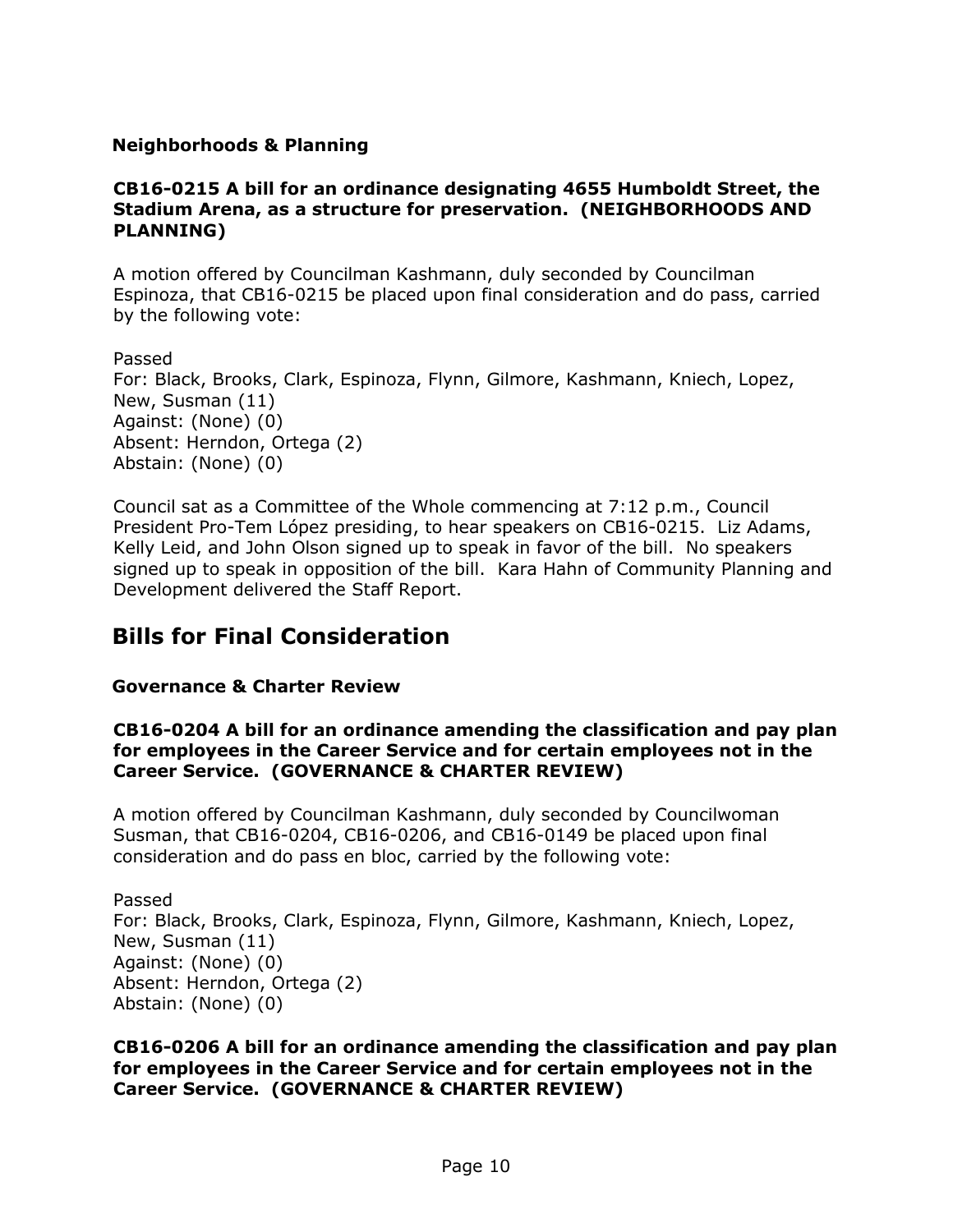### Neighborhoods & Planning

**CB16-0215 A bill for an ordinance designating 4655 Humboldt Street, the Stadium Arena, as a structure for preservation. (NEIGHBORHOODS AND PLANNING)**

A motion offered by Councilman Kashmann, duly seconded by Councilman Espinoza, that CB16-0215 be placed upon final consideration and do pass, carried by the following vote:

Passed
For: Black, Brooks, Clark, Espinoza, Flynn, Gilmore, Kashmann, Kniech, Lopez, New, Susman (11)
Against: (None) (0)
Absent: Herndon, Ortega (2)
Abstain: (None) (0)

Council sat as a Committee of the Whole commencing at 7:12 p.m., Council President Pro-Tem López presiding, to hear speakers on CB16-0215. Liz Adams, Kelly Leid, and John Olson signed up to speak in favor of the bill. No speakers signed up to speak in opposition of the bill. Kara Hahn of Community Planning and Development delivered the Staff Report.

## Bills for Final Consideration

### Governance & Charter Review

**CB16-0204 A bill for an ordinance amending the classification and pay plan for employees in the Career Service and for certain employees not in the Career Service. (GOVERNANCE & CHARTER REVIEW)**

A motion offered by Councilman Kashmann, duly seconded by Councilwoman Susman, that CB16-0204, CB16-0206, and CB16-0149 be placed upon final consideration and do pass en bloc, carried by the following vote:

Passed
For: Black, Brooks, Clark, Espinoza, Flynn, Gilmore, Kashmann, Kniech, Lopez, New, Susman (11)
Against: (None) (0)
Absent: Herndon, Ortega (2)
Abstain: (None) (0)

**CB16-0206 A bill for an ordinance amending the classification and pay plan for employees in the Career Service and for certain employees not in the Career Service. (GOVERNANCE & CHARTER REVIEW)**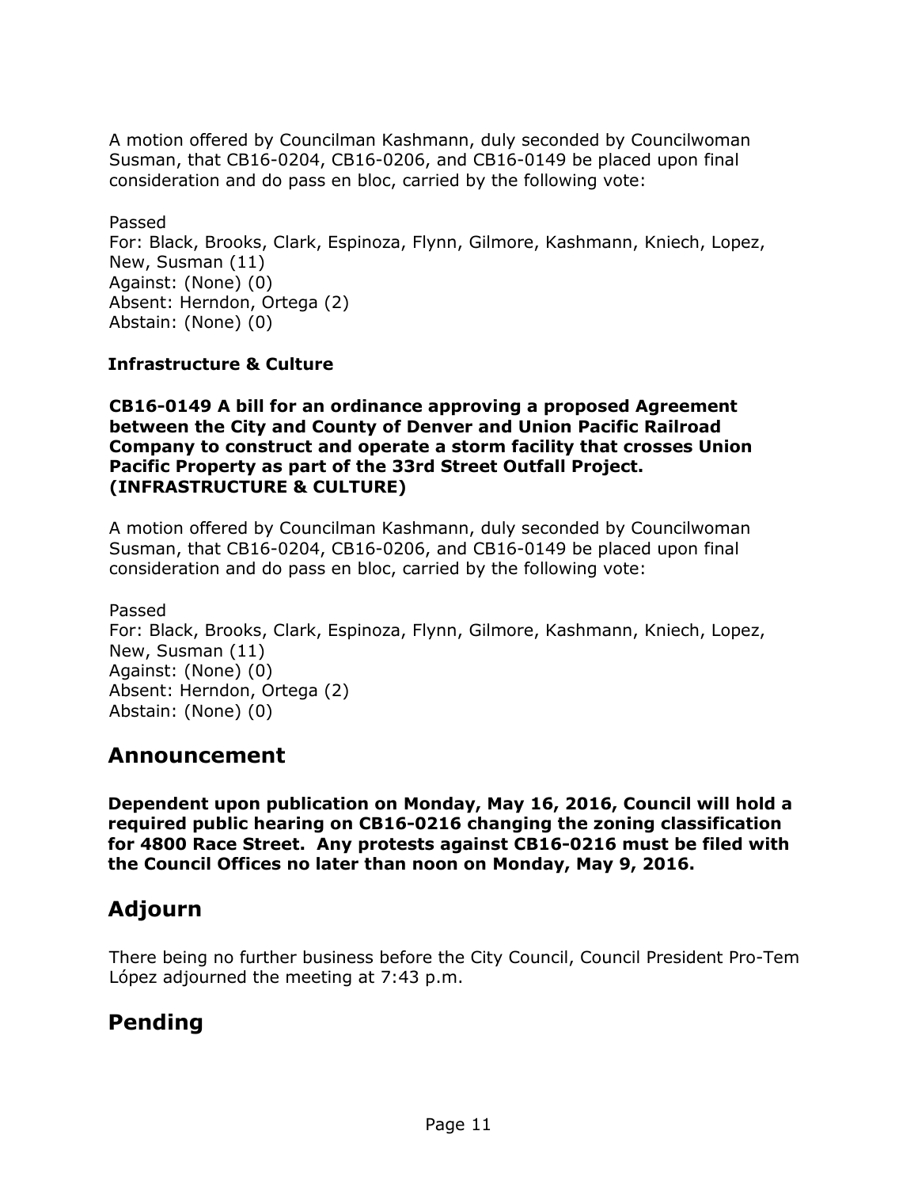A motion offered by Councilman Kashmann, duly seconded by Councilwoman Susman, that CB16-0204, CB16-0206, and CB16-0149 be placed upon final consideration and do pass en bloc, carried by the following vote:

Passed
For: Black, Brooks, Clark, Espinoza, Flynn, Gilmore, Kashmann, Kniech, Lopez, New, Susman (11)
Against: (None) (0)
Absent: Herndon, Ortega (2)
Abstain: (None) (0)

**Infrastructure & Culture**

**CB16-0149 A bill for an ordinance approving a proposed Agreement between the City and County of Denver and Union Pacific Railroad Company to construct and operate a storm facility that crosses Union Pacific Property as part of the 33rd Street Outfall Project. (INFRASTRUCTURE & CULTURE)**

A motion offered by Councilman Kashmann, duly seconded by Councilwoman Susman, that CB16-0204, CB16-0206, and CB16-0149 be placed upon final consideration and do pass en bloc, carried by the following vote:

Passed
For: Black, Brooks, Clark, Espinoza, Flynn, Gilmore, Kashmann, Kniech, Lopez, New, Susman (11)
Against: (None) (0)
Absent: Herndon, Ortega (2)
Abstain: (None) (0)

## Announcement

**Dependent upon publication on Monday, May 16, 2016, Council will hold a required public hearing on CB16-0216 changing the zoning classification for 4800 Race Street. Any protests against CB16-0216 must be filed with the Council Offices no later than noon on Monday, May 9, 2016.**

## Adjourn

There being no further business before the City Council, Council President Pro-Tem López adjourned the meeting at 7:43 p.m.

## Pending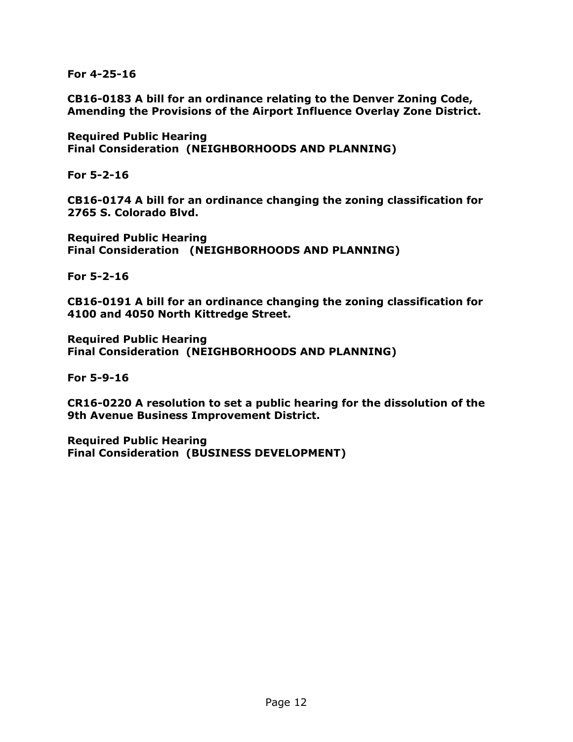**For 4-25-16**

**CB16-0183 A bill for an ordinance relating to the Denver Zoning Code, Amending the Provisions of the Airport Influence Overlay Zone District.**

**Required Public Hearing**
**Final Consideration (NEIGHBORHOODS AND PLANNING)**

**For 5-2-16**

**CB16-0174 A bill for an ordinance changing the zoning classification for 2765 S. Colorado Blvd.**

**Required Public Hearing**
**Final Consideration (NEIGHBORHOODS AND PLANNING)**

**For 5-2-16**

**CB16-0191 A bill for an ordinance changing the zoning classification for 4100 and 4050 North Kittredge Street.**

**Required Public Hearing**
**Final Consideration (NEIGHBORHOODS AND PLANNING)**

**For 5-9-16**

**CR16-0220 A resolution to set a public hearing for the dissolution of the 9th Avenue Business Improvement District.**

**Required Public Hearing**
**Final Consideration (BUSINESS DEVELOPMENT)**